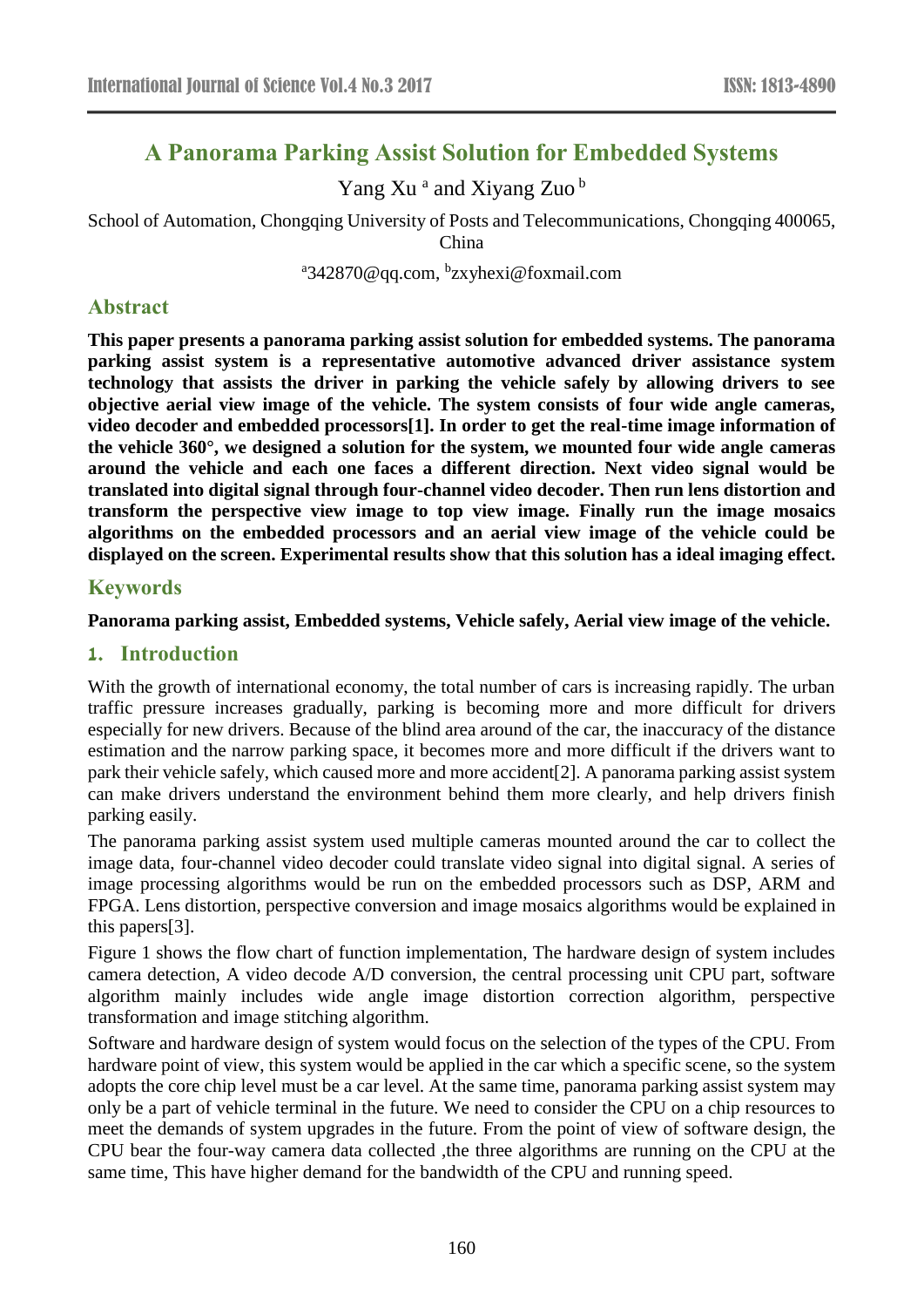# A Panorama Parking Assist Solution for Embedded Systems

Yang Xu [a] and Xiyang Zuo [b]

School of Automation, Chongqing University of Posts and Telecommunications, Chongqing 400065, China

[a]342870@qq.com, [b]zxyhexi@foxmail.com

## Abstract

**This paper presents a panorama parking assist solution for embedded systems. The panorama parking assist system is a representative automotive advanced driver assistance system technology that assists the driver in parking the vehicle safely by allowing drivers to see objective aerial view image of the vehicle. The system consists of four wide angle cameras, video decoder and embedded processors[1]. In order to get the real-time image information of the vehicle 360°, we designed a solution for the system, we mounted four wide angle cameras around the vehicle and each one faces a different direction. Next video signal would be translated into digital signal through four-channel video decoder. Then run lens distortion and transform the perspective view image to top view image. Finally run the image mosaics algorithms on the embedded processors and an aerial view image of the vehicle could be displayed on the screen. Experimental results show that this solution has a ideal imaging effect.**

## Keywords

**Panorama parking assist, Embedded systems, Vehicle safely, Aerial view image of the vehicle.**

## 1. Introduction

With the growth of international economy, the total number of cars is increasing rapidly. The urban traffic pressure increases gradually, parking is becoming more and more difficult for drivers especially for new drivers. Because of the blind area around of the car, the inaccuracy of the distance estimation and the narrow parking space, it becomes more and more difficult if the drivers want to park their vehicle safely, which caused more and more accident[2]. A panorama parking assist system can make drivers understand the environment behind them more clearly, and help drivers finish parking easily.

The panorama parking assist system used multiple cameras mounted around the car to collect the image data, four-channel video decoder could translate video signal into digital signal. A series of image processing algorithms would be run on the embedded processors such as DSP, ARM and FPGA. Lens distortion, perspective conversion and image mosaics algorithms would be explained in this papers[3].

Figure 1 shows the flow chart of function implementation, The hardware design of system includes camera detection, A video decode A/D conversion, the central processing unit CPU part, software algorithm mainly includes wide angle image distortion correction algorithm, perspective transformation and image stitching algorithm.

Software and hardware design of system would focus on the selection of the types of the CPU. From hardware point of view, this system would be applied in the car which a specific scene, so the system adopts the core chip level must be a car level. At the same time, panorama parking assist system may only be a part of vehicle terminal in the future. We need to consider the CPU on a chip resources to meet the demands of system upgrades in the future. From the point of view of software design, the CPU bear the four-way camera data collected ,the three algorithms are running on the CPU at the same time, This have higher demand for the bandwidth of the CPU and running speed.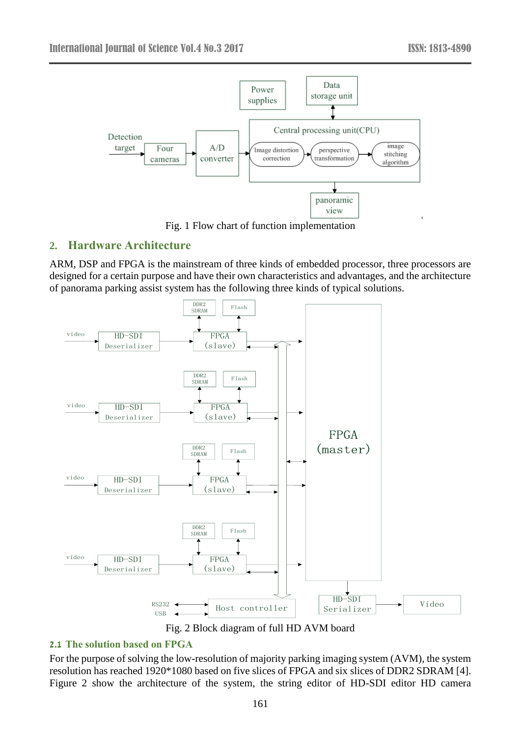Fig. 1 Flow chart of function implementation

## 2. Hardware Architecture

ARM, DSP and FPGA is the mainstream of three kinds of embedded processor, three processors are designed for a certain purpose and have their own characteristics and advantages, and the architecture of panorama parking assist system has the following three kinds of typical solutions.

Fig. 2 Block diagram of full HD AVM board

### 2.1 The solution based on FPGA

For the purpose of solving the low-resolution of majority parking imaging system (AVM), the system resolution has reached 1920*1080 based on five slices of FPGA and six slices of DDR2 SDRAM [4]. Figure 2 show the architecture of the system, the string editor of HD-SDI editor HD camera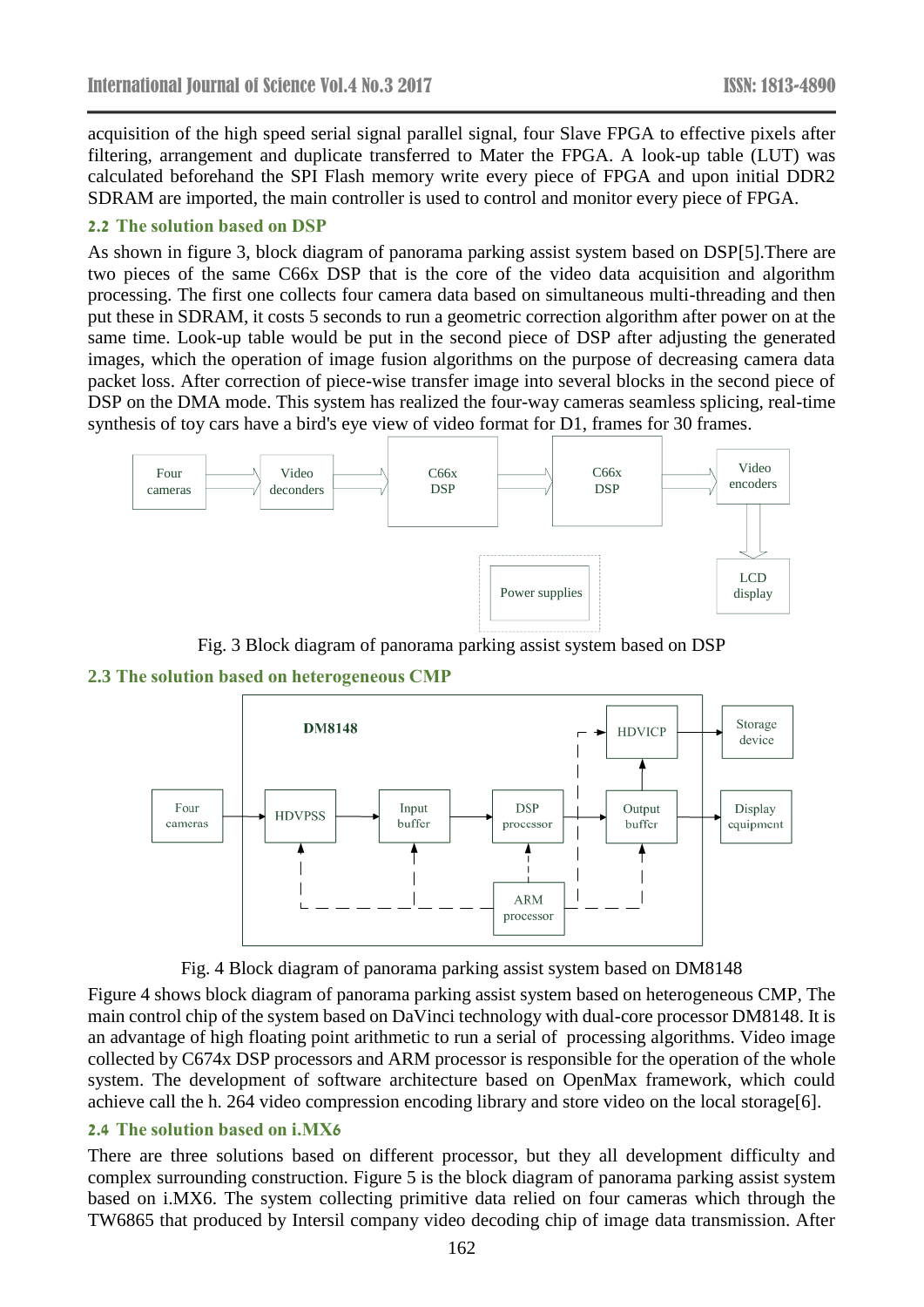acquisition of the high speed serial signal parallel signal, four Slave FPGA to effective pixels after filtering, arrangement and duplicate transferred to Mater the FPGA. A look-up table (LUT) was calculated beforehand the SPI Flash memory write every piece of FPGA and upon initial DDR2 SDRAM are imported, the main controller is used to control and monitor every piece of FPGA.

### 2.2 The solution based on DSP

As shown in figure 3, block diagram of panorama parking assist system based on DSP[5].There are two pieces of the same C66x DSP that is the core of the video data acquisition and algorithm processing. The first one collects four camera data based on simultaneous multi-threading and then put these in SDRAM, it costs 5 seconds to run a geometric correction algorithm after power on at the same time. Look-up table would be put in the second piece of DSP after adjusting the generated images, which the operation of image fusion algorithms on the purpose of decreasing camera data packet loss. After correction of piece-wise transfer image into several blocks in the second piece of DSP on the DMA mode. This system has realized the four-way cameras seamless splicing, real-time synthesis of toy cars have a bird's eye view of video format for D1, frames for 30 frames.

Fig. 3 Block diagram of panorama parking assist system based on DSP

### 2.3 The solution based on heterogeneous CMP

Fig. 4 Block diagram of panorama parking assist system based on DM8148

Figure 4 shows block diagram of panorama parking assist system based on heterogeneous CMP, The main control chip of the system based on DaVinci technology with dual-core processor DM8148. It is an advantage of high floating point arithmetic to run a serial of processing algorithms. Video image collected by C674x DSP processors and ARM processor is responsible for the operation of the whole system. The development of software architecture based on OpenMax framework, which could achieve call the h. 264 video compression encoding library and store video on the local storage[6].

### 2.4 The solution based on i.MX6

There are three solutions based on different processor, but they all development difficulty and complex surrounding construction. Figure 5 is the block diagram of panorama parking assist system based on i.MX6. The system collecting primitive data relied on four cameras which through the TW6865 that produced by Intersil company video decoding chip of image data transmission. After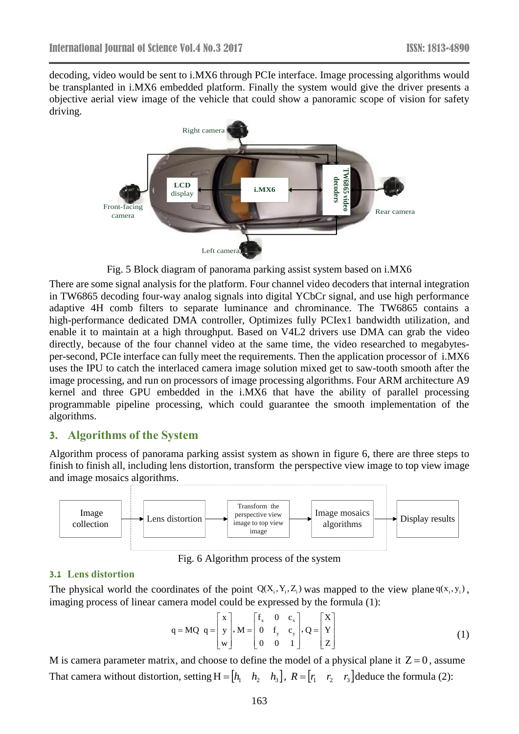decoding, video would be sent to i.MX6 through PCIe interface. Image processing algorithms would be transplanted in i.MX6 embedded platform. Finally the system would give the driver presents a objective aerial view image of the vehicle that could show a panoramic scope of vision for safety driving.

Fig. 5 Block diagram of panorama parking assist system based on i.MX6

There are some signal analysis for the platform. Four channel video decoders that internal integration in TW6865 decoding four-way analog signals into digital YCbCr signal, and use high performance adaptive 4H comb filters to separate luminance and chrominance. The TW6865 contains a high-performance dedicated DMA controller, Optimizes fully PCIex1 bandwidth utilization, and enable it to maintain at a high throughput. Based on V4L2 drivers use DMA can grab the video directly, because of the four channel video at the same time, the video researched to megabytes-per-second, PCIe interface can fully meet the requirements. Then the application processor of i.MX6 uses the IPU to catch the interlaced camera image solution mixed get to saw-tooth smooth after the image processing, and run on processors of image processing algorithms. Four ARM architecture A9 kernel and three GPU embedded in the i.MX6 that have the ability of parallel processing programmable pipeline processing, which could guarantee the smooth implementation of the algorithms.

## 3. Algorithms of the System

Algorithm process of panorama parking assist system as shown in figure 6, there are three steps to finish to finish all, including lens distortion, transform the perspective view image to top view image and image mosaics algorithms.

Fig. 6 Algorithm process of the system

### 3.1 Lens distortion

The physical world the coordinates of the point $Q(X_i, Y_i, Z_i)$ was mapped to the view plane $q(x_i, y_i)$, imaging process of linear camera model could be expressed by the formula (1):

$$q = MQ \quad q = \begin{bmatrix} x \\ y \\ w \end{bmatrix}, M = \begin{bmatrix} f_x & 0 & c_x \\ 0 & f_y & c_y \\ 0 & 0 & 1 \end{bmatrix}, Q = \begin{bmatrix} X \\ Y \\ Z \end{bmatrix} \tag{1}$$

M is camera parameter matrix, and choose to define the model of a physical plane it $Z = 0$, assume That camera without distortion, setting $H = [h_1 \quad h_2 \quad h_3]$, $R = [r_1 \quad r_2 \quad r_3]$ deduce the formula (2):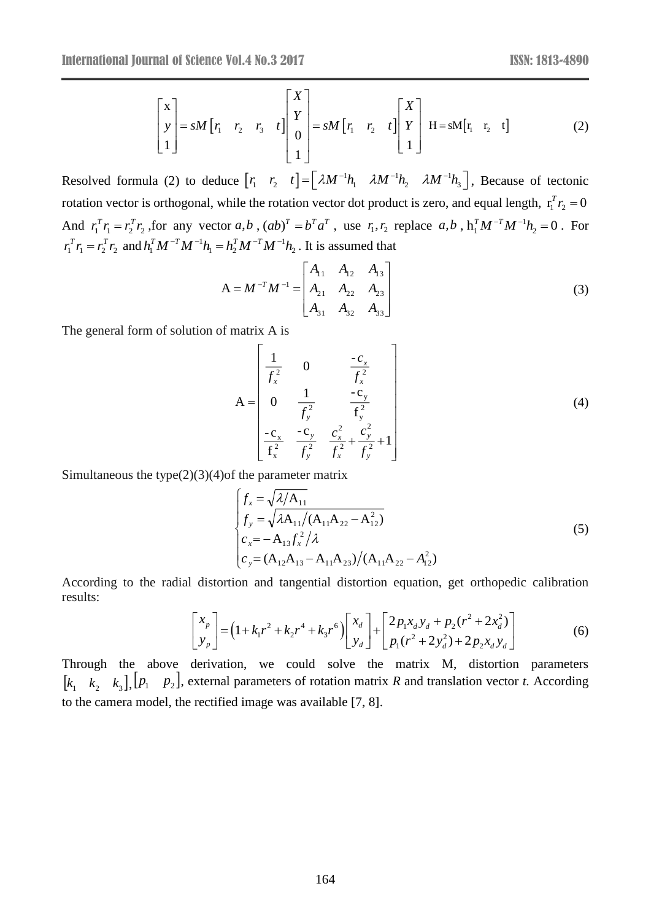$$\begin{bmatrix} x \\ y \\ 1 \end{bmatrix} = sM\begin{bmatrix} r_1 & r_2 & r_3 & t \end{bmatrix}\begin{bmatrix} X \\ Y \\ 0 \\ 1 \end{bmatrix} = sM\begin{bmatrix} r_1 & r_2 & t \end{bmatrix}\begin{bmatrix} X \\ Y \\ 1 \end{bmatrix} \quad \mathrm{H} = \mathrm{sM}\begin{bmatrix} \mathrm{r}_1 & \mathrm{r}_2 & \mathrm{t} \end{bmatrix} \tag{2}$$

Resolved formula (2) to deduce $\begin{bmatrix} r_1 & r_2 & t \end{bmatrix} = \begin{bmatrix} \lambda M^{-1}h_1 & \lambda M^{-1}h_2 & \lambda M^{-1}h_3 \end{bmatrix}$, Because of tectonic rotation vector is orthogonal, while the rotation vector dot product is zero, and equal length, $\mathrm{r}_1^T r_2 = 0$ And $r_1^T r_1 = r_2^T r_2$ ,for any vector $a,b$ , $(ab)^T = b^T a^T$ , use $r_1, r_2$ replace $a,b$ , $\mathrm{h}_1^T M^{-T} M^{-1} h_2 = 0$ . For $r_1^T r_1 = r_2^T r_2$ and $h_1^T M^{-T} M^{-1} h_1 = h_2^T M^{-T} M^{-1} h_2$ . It is assumed that

$$\mathrm{A} = M^{-T} M^{-1} = \begin{bmatrix} A_{11} & A_{12} & A_{13} \\ A_{21} & A_{22} & A_{23} \\ A_{31} & A_{32} & A_{33} \end{bmatrix} \tag{3}$$

The general form of solution of matrix A is

$$\mathrm{A} = \begin{bmatrix} \frac{1}{f_x^2} & 0 & \frac{-c_x}{f_x^2} \\ 0 & \frac{1}{f_y^2} & \frac{-\mathrm{c}_y}{\mathrm{f}_y^2} \\ \frac{-\mathrm{c}_x}{\mathrm{f}_x^2} & \frac{-c_y}{f_y^2} & \frac{c_x^2}{f_x^2} + \frac{c_y^2}{f_y^2} + 1 \end{bmatrix} \tag{4}$$

Simultaneous the type(2)(3)(4)of the parameter matrix

$$\begin{cases} f_x = \sqrt{\lambda / \mathrm{A}_{11}} \\ f_y = \sqrt{\lambda \mathrm{A}_{11} / (\mathrm{A}_{11}\mathrm{A}_{22} - \mathrm{A}_{12}^2)} \\ c_x = -\mathrm{A}_{13} f_x^2 / \lambda \\ c_y = (\mathrm{A}_{12}\mathrm{A}_{13} - \mathrm{A}_{11}\mathrm{A}_{23}) / (\mathrm{A}_{11}\mathrm{A}_{22} - A_{12}^2) \end{cases} \tag{5}$$

According to the radial distortion and tangential distortion equation, get orthopedic calibration results:

$$\begin{bmatrix} x_p \\ y_p \end{bmatrix} = \left(1 + k_1 r^2 + k_2 r^4 + k_3 r^6\right)\begin{bmatrix} x_d \\ y_d \end{bmatrix} + \begin{bmatrix} 2p_1 x_d y_d + p_2(r^2 + 2x_d^2) \\ p_1(r^2 + 2y_d^2) + 2p_2 x_d y_d \end{bmatrix} \tag{6}$$

Through the above derivation, we could solve the matrix M, distortion parameters $\begin{bmatrix} k_1 & k_2 & k_3 \end{bmatrix}, \begin{bmatrix} p_1 & p_2 \end{bmatrix}$, external parameters of rotation matrix *R* and translation vector *t.* According to the camera model, the rectified image was available [7, 8].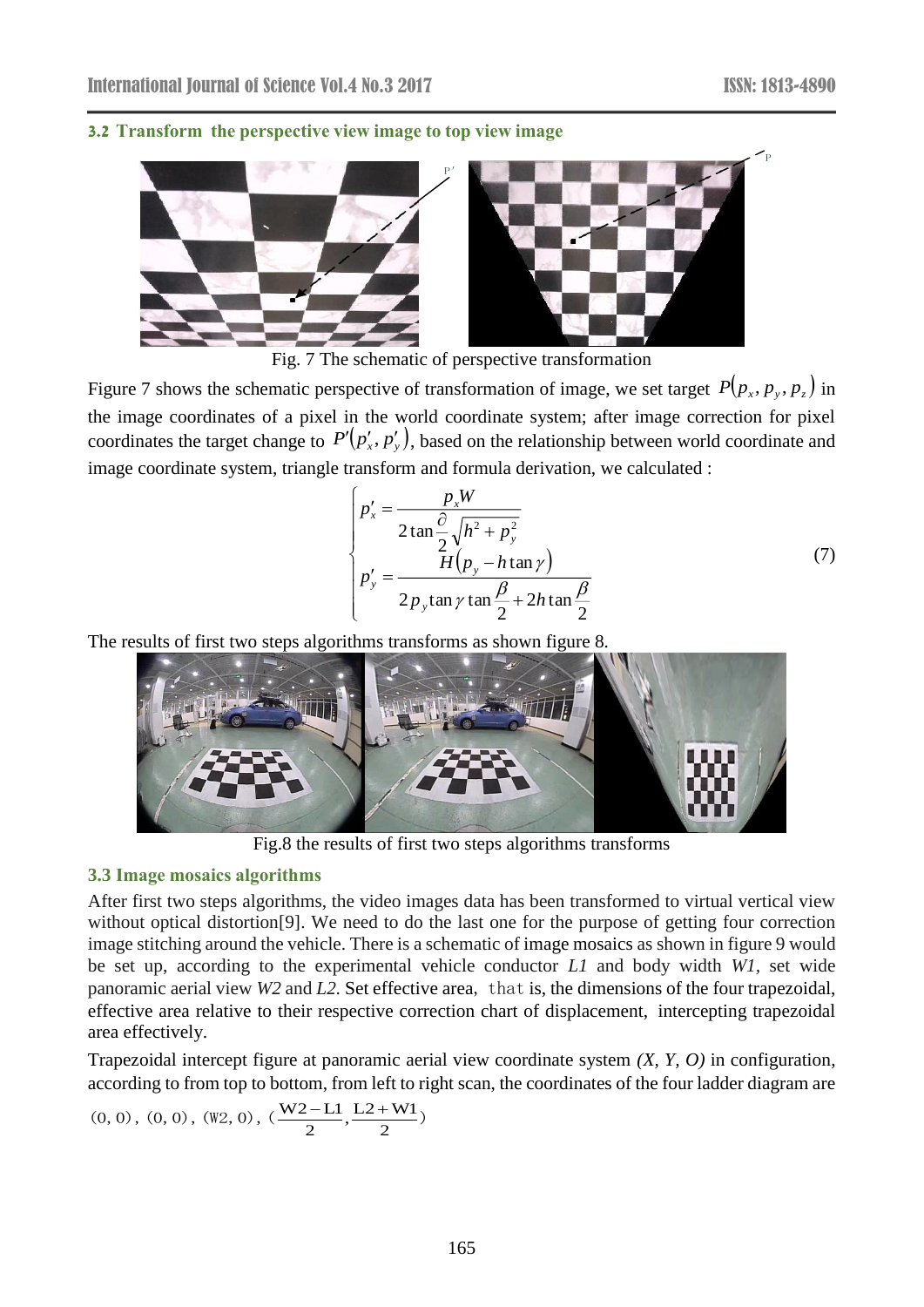### 3.2 Transform the perspective view image to top view image

Fig. 7 The schematic of perspective transformation

Figure 7 shows the schematic perspective of transformation of image, we set target $P(p_x, p_y, p_z)$ in the image coordinates of a pixel in the world coordinate system; after image correction for pixel coordinates the target change to $P'(p'_x, p'_y)$, based on the relationship between world coordinate and image coordinate system, triangle transform and formula derivation, we calculated :

$$
\begin{cases}
p'_x = \dfrac{p_x W}{2\tan\dfrac{\partial}{2}\sqrt{h^2 + p_y^2}} \\
p'_y = \dfrac{H(p_y - h\tan\gamma)}{2p_y\tan\gamma\tan\dfrac{\beta}{2} + 2h\tan\dfrac{\beta}{2}}
\end{cases}
\tag{7}
$$

The results of first two steps algorithms transforms as shown figure 8.

Fig.8 the results of first two steps algorithms transforms

### 3.3 Image mosaics algorithms

After first two steps algorithms, the video images data has been transformed to virtual vertical view without optical distortion[9]. We need to do the last one for the purpose of getting four correction image stitching around the vehicle. There is a schematic of image mosaics as shown in figure 9 would be set up, according to the experimental vehicle conductor *L1* and body width *W1*, set wide panoramic aerial view *W2* and *L2.* Set effective area, that is, the dimensions of the four trapezoidal, effective area relative to their respective correction chart of displacement, intercepting trapezoidal area effectively.

Trapezoidal intercept figure at panoramic aerial view coordinate system *(X, Y, O)* in configuration, according to from top to bottom, from left to right scan, the coordinates of the four ladder diagram are

$(0, 0)$, $(0, 0)$, $(W2, 0)$, $(\dfrac{W2-L1}{2}, \dfrac{L2+W1}{2})$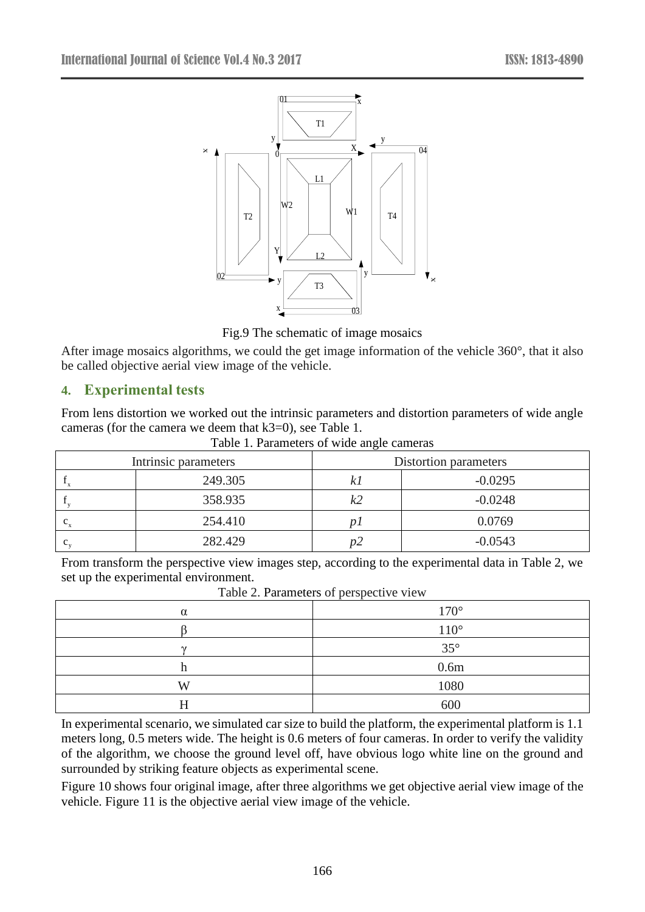Fig.9 The schematic of image mosaics

After image mosaics algorithms, we could the get image information of the vehicle 360°, that it also be called objective aerial view image of the vehicle.

## 4. Experimental tests

From lens distortion we worked out the intrinsic parameters and distortion parameters of wide angle cameras (for the camera we deem that k3=0), see Table 1.

Table 1. Parameters of wide angle cameras

| Intrinsic parameters | | Distortion parameters | |
|---|---|---|---|
| $f_x$ | 249.305 | *k1* | -0.0295 |
| $f_y$ | 358.935 | *k2* | -0.0248 |
| $c_x$ | 254.410 | *p1* | 0.0769 |
| $c_y$ | 282.429 | *p2* | -0.0543 |

From transform the perspective view images step, according to the experimental data in Table 2, we set up the experimental environment.

Table 2. Parameters of perspective view

| | |
|---|---|
| $\alpha$ | 170° |
| $\beta$ | 110° |
| $\gamma$ | 35° |
| h | 0.6m |
| W | 1080 |
| H | 600 |

In experimental scenario, we simulated car size to build the platform, the experimental platform is 1.1 meters long, 0.5 meters wide. The height is 0.6 meters of four cameras. In order to verify the validity of the algorithm, we choose the ground level off, have obvious logo white line on the ground and surrounded by striking feature objects as experimental scene.

Figure 10 shows four original image, after three algorithms we get objective aerial view image of the vehicle. Figure 11 is the objective aerial view image of the vehicle.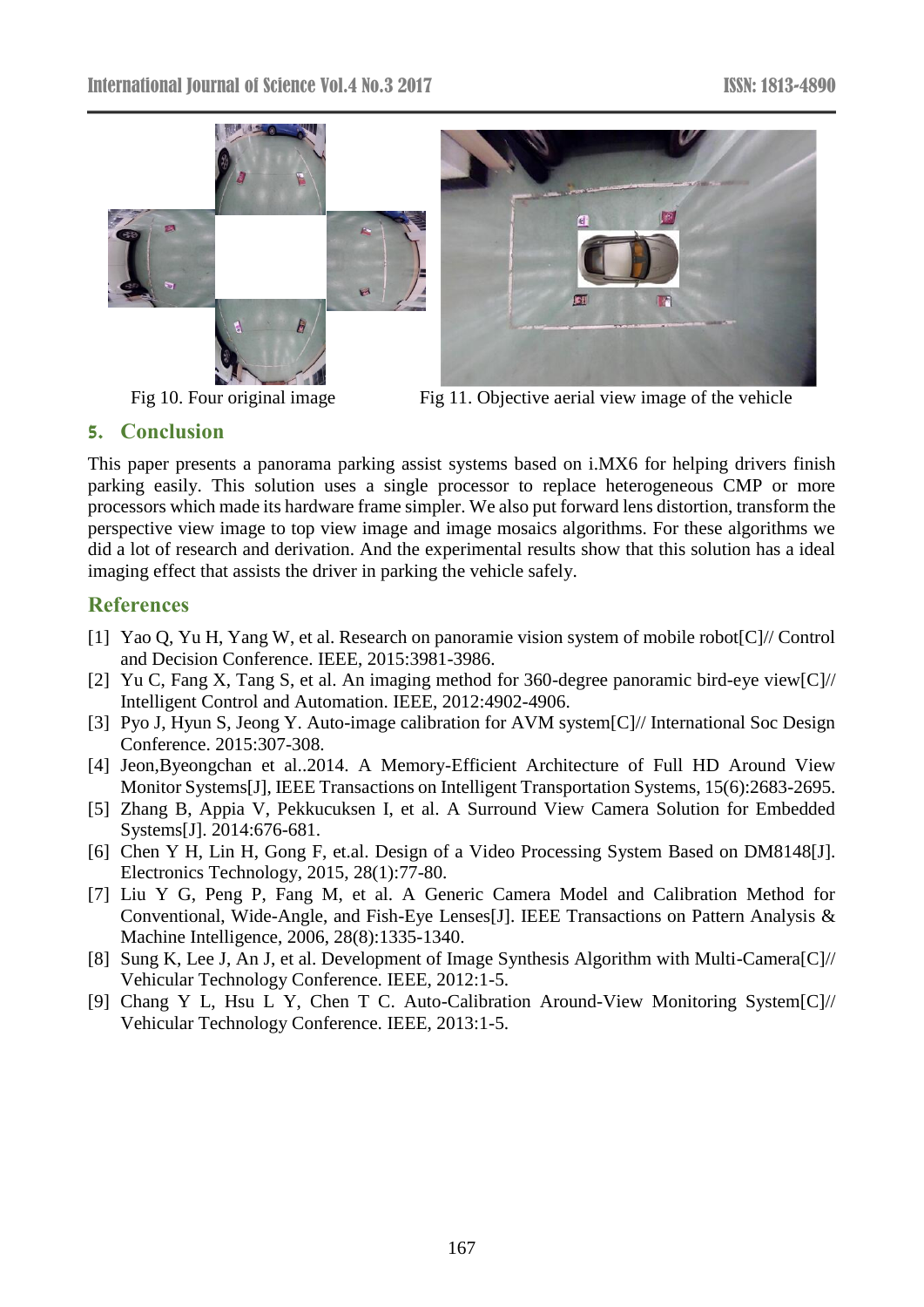Fig 10. Four original image

Fig 11. Objective aerial view image of the vehicle

## 5. Conclusion

This paper presents a panorama parking assist systems based on i.MX6 for helping drivers finish parking easily. This solution uses a single processor to replace heterogeneous CMP or more processors which made its hardware frame simpler. We also put forward lens distortion, transform the perspective view image to top view image and image mosaics algorithms. For these algorithms we did a lot of research and derivation. And the experimental results show that this solution has a ideal imaging effect that assists the driver in parking the vehicle safely.

## References

[1] Yao Q, Yu H, Yang W, et al. Research on panoramie vision system of mobile robot[C]// Control and Decision Conference. IEEE, 2015:3981-3986.

[2] Yu C, Fang X, Tang S, et al. An imaging method for 360-degree panoramic bird-eye view[C]// Intelligent Control and Automation. IEEE, 2012:4902-4906.

[3] Pyo J, Hyun S, Jeong Y. Auto-image calibration for AVM system[C]// International Soc Design Conference. 2015:307-308.

[4] Jeon,Byeongchan et al..2014. A Memory-Efficient Architecture of Full HD Around View Monitor Systems[J], IEEE Transactions on Intelligent Transportation Systems, 15(6):2683-2695.

[5] Zhang B, Appia V, Pekkucuksen I, et al. A Surround View Camera Solution for Embedded Systems[J]. 2014:676-681.

[6] Chen Y H, Lin H, Gong F, et.al. Design of a Video Processing System Based on DM8148[J]. Electronics Technology, 2015, 28(1):77-80.

[7] Liu Y G, Peng P, Fang M, et al. A Generic Camera Model and Calibration Method for Conventional, Wide-Angle, and Fish-Eye Lenses[J]. IEEE Transactions on Pattern Analysis & Machine Intelligence, 2006, 28(8):1335-1340.

[8] Sung K, Lee J, An J, et al. Development of Image Synthesis Algorithm with Multi-Camera[C]// Vehicular Technology Conference. IEEE, 2012:1-5.

[9] Chang Y L, Hsu L Y, Chen T C. Auto-Calibration Around-View Monitoring System[C]// Vehicular Technology Conference. IEEE, 2013:1-5.